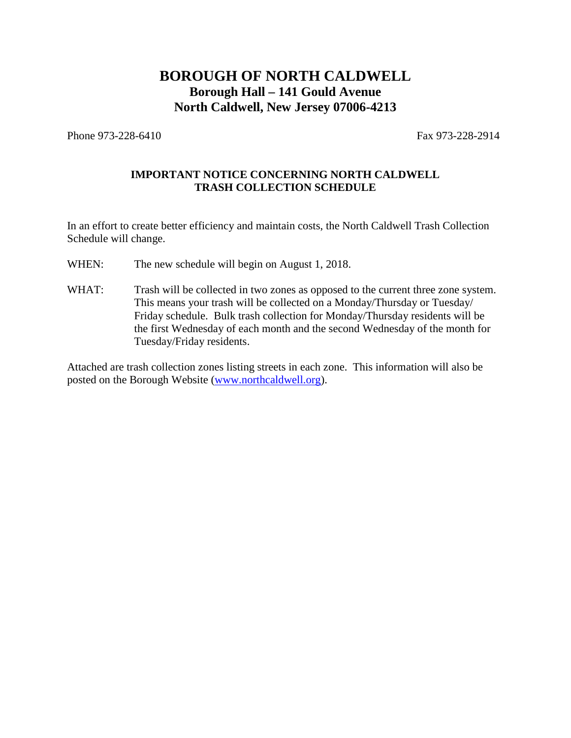# BOROUGH OF NORTH CALDWELL

## Borough Hall – 141 Gould Avenue
## North Caldwell, New Jersey 07006-4213

Phone 973-228-6410 Fax 973-228-2914

### IMPORTANT NOTICE CONCERNING NORTH CALDWELL TRASH COLLECTION SCHEDULE

In an effort to create better efficiency and maintain costs, the North Caldwell Trash Collection Schedule will change.

WHEN: The new schedule will begin on August 1, 2018.

WHAT: Trash will be collected in two zones as opposed to the current three zone system. This means your trash will be collected on a Monday/Thursday or Tuesday/Friday schedule. Bulk trash collection for Monday/Thursday residents will be the first Wednesday of each month and the second Wednesday of the month for Tuesday/Friday residents.

Attached are trash collection zones listing streets in each zone. This information will also be posted on the Borough Website ([www.northcaldwell.org](http://www.northcaldwell.org)).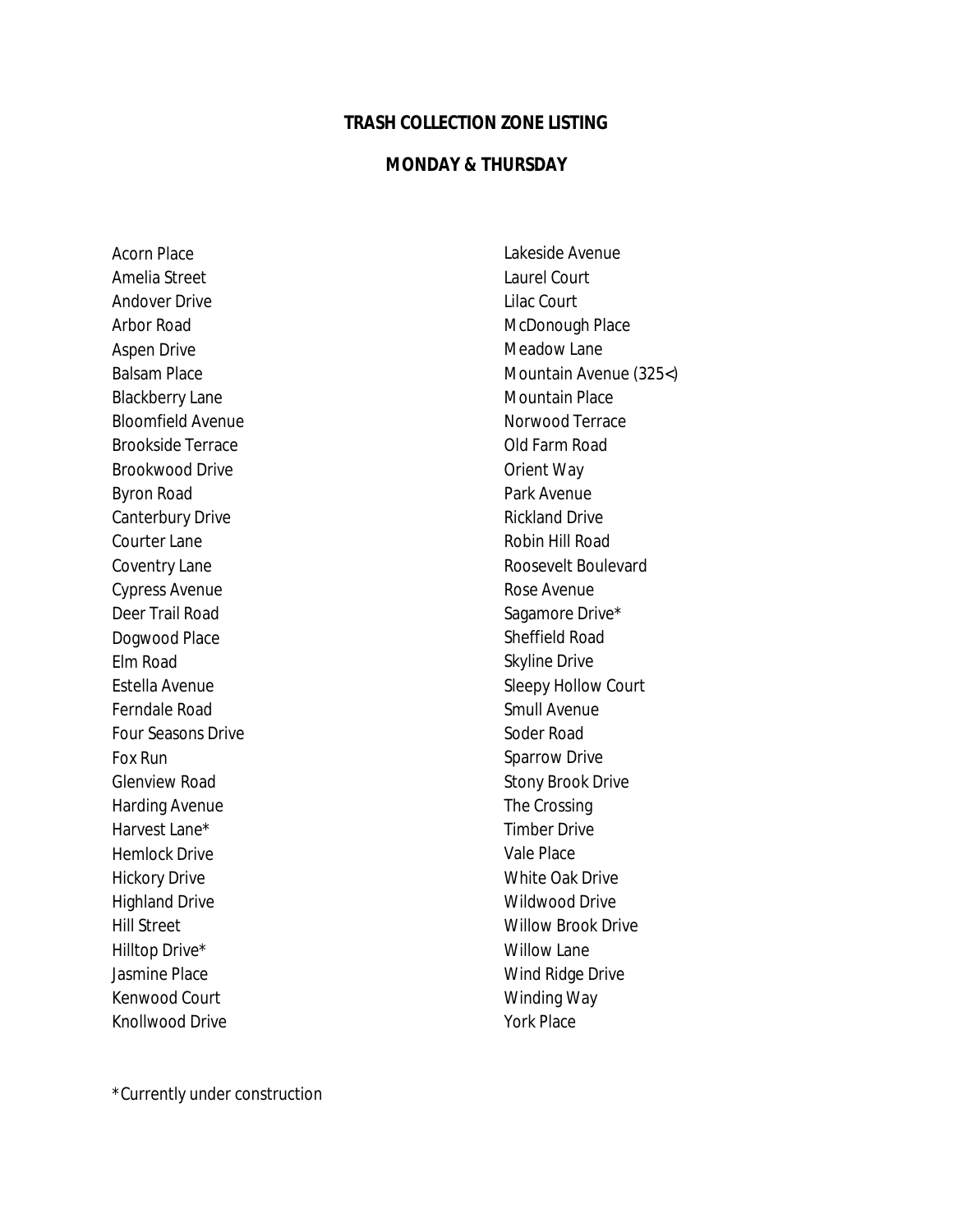# TRASH COLLECTION ZONE LISTING

## MONDAY & THURSDAY

Acorn Place
Amelia Street
Andover Drive
Arbor Road
Aspen Drive
Balsam Place
Blackberry Lane
Bloomfield Avenue
Brookside Terrace
Brookwood Drive
Byron Road
Canterbury Drive
Courter Lane
Coventry Lane
Cypress Avenue
Deer Trail Road
Dogwood Place
Elm Road
Estella Avenue
Ferndale Road
Four Seasons Drive
Fox Run
Glenview Road
Harding Avenue
Harvest Lane*
Hemlock Drive
Hickory Drive
Highland Drive
Hill Street
Hilltop Drive*
Jasmine Place
Kenwood Court
Knollwood Drive
Lakeside Avenue
Laurel Court
Lilac Court
McDonough Place
Meadow Lane
Mountain Avenue (325<)
Mountain Place
Norwood Terrace
Old Farm Road
Orient Way
Park Avenue
Rickland Drive
Robin Hill Road
Roosevelt Boulevard
Rose Avenue
Sagamore Drive*
Sheffield Road
Skyline Drive
Sleepy Hollow Court
Smull Avenue
Soder Road
Sparrow Drive
Stony Brook Drive
The Crossing
Timber Drive
Vale Place
White Oak Drive
Wildwood Drive
Willow Brook Drive
Willow Lane
Wind Ridge Drive
Winding Way
York Place

*Currently under construction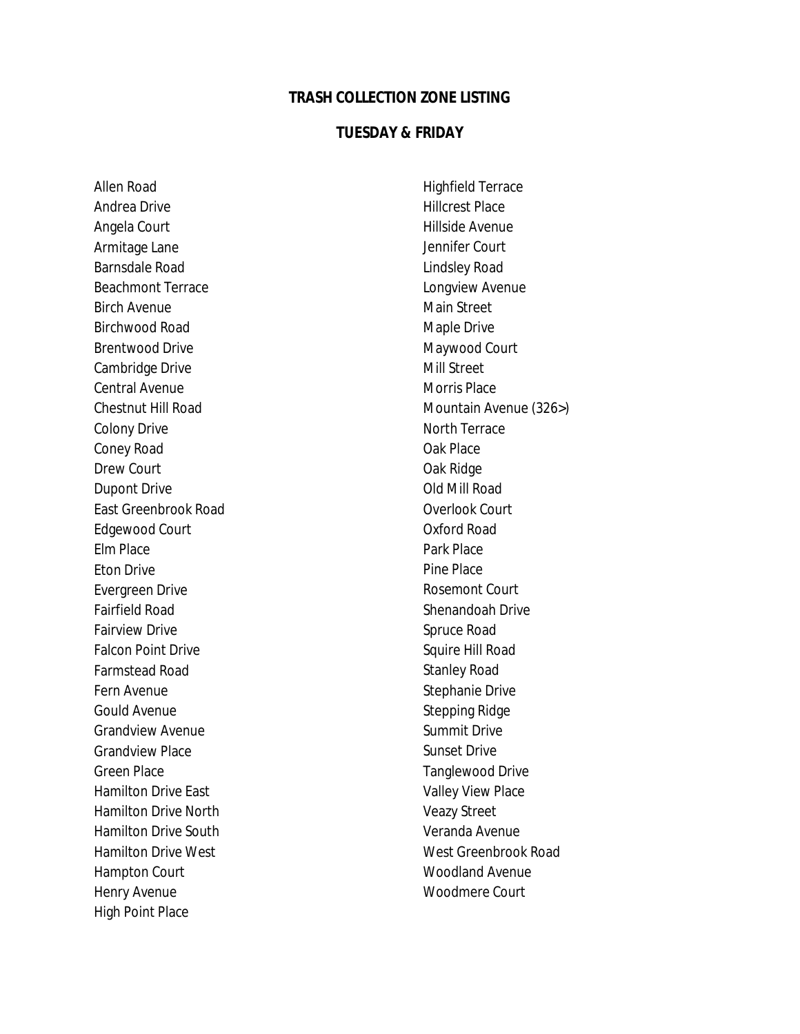# TRASH COLLECTION ZONE LISTING

## TUESDAY & FRIDAY

Allen Road
Andrea Drive
Angela Court
Armitage Lane
Barnsdale Road
Beachmont Terrace
Birch Avenue
Birchwood Road
Brentwood Drive
Cambridge Drive
Central Avenue
Chestnut Hill Road
Colony Drive
Coney Road
Drew Court
Dupont Drive
East Greenbrook Road
Edgewood Court
Elm Place
Eton Drive
Evergreen Drive
Fairfield Road
Fairview Drive
Falcon Point Drive
Farmstead Road
Fern Avenue
Gould Avenue
Grandview Avenue
Grandview Place
Green Place
Hamilton Drive East
Hamilton Drive North
Hamilton Drive South
Hamilton Drive West
Hampton Court
Henry Avenue
High Point Place
Highfield Terrace
Hillcrest Place
Hillside Avenue
Jennifer Court
Lindsley Road
Longview Avenue
Main Street
Maple Drive
Maywood Court
Mill Street
Morris Place
Mountain Avenue (326>)
North Terrace
Oak Place
Oak Ridge
Old Mill Road
Overlook Court
Oxford Road
Park Place
Pine Place
Rosemont Court
Shenandoah Drive
Spruce Road
Squire Hill Road
Stanley Road
Stephanie Drive
Stepping Ridge
Summit Drive
Sunset Drive
Tanglewood Drive
Valley View Place
Veazy Street
Veranda Avenue
West Greenbrook Road
Woodland Avenue
Woodmere Court